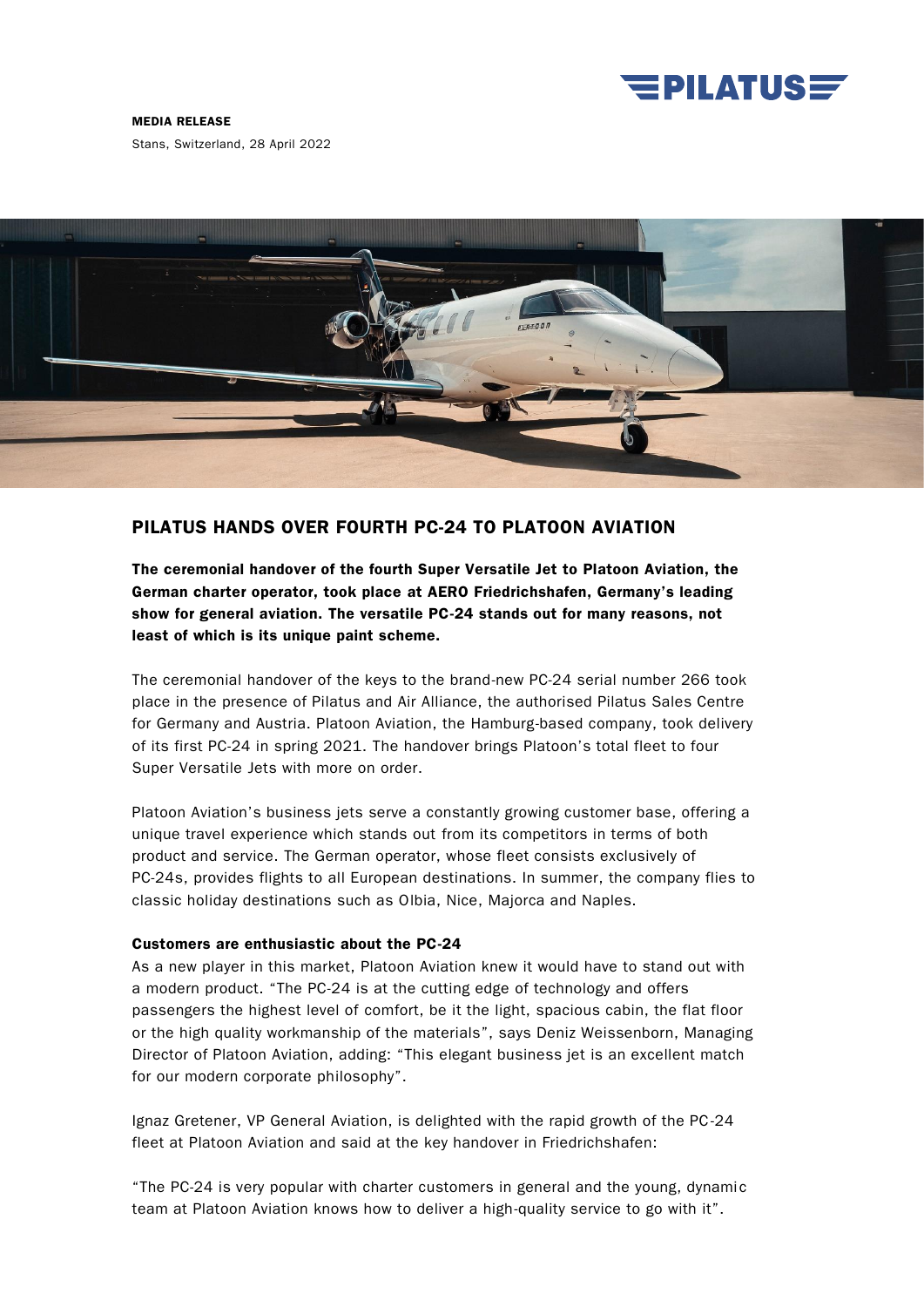**MEDIA RELEASE**

Stans, Switzerland, 28 April 2022

## PILATUS HANDS OVER FOURTH PC-24 TO PLATOON AVIATION

**The ceremonial handover of the fourth Super Versatile Jet to Platoon Aviation, the German charter operator, took place at AERO Friedrichshafen, Germany's leading show for general aviation. The versatile PC-24 stands out for many reasons, not least of which is its unique paint scheme.**

The ceremonial handover of the keys to the brand-new PC-24 serial number 266 took place in the presence of Pilatus and Air Alliance, the authorised Pilatus Sales Centre for Germany and Austria. Platoon Aviation, the Hamburg-based company, took delivery of its first PC-24 in spring 2021. The handover brings Platoon's total fleet to four Super Versatile Jets with more on order.

Platoon Aviation's business jets serve a constantly growing customer base, offering a unique travel experience which stands out from its competitors in terms of both product and service. The German operator, whose fleet consists exclusively of PC-24s, provides flights to all European destinations. In summer, the company flies to classic holiday destinations such as Olbia, Nice, Majorca and Naples.

**Customers are enthusiastic about the PC-24**

As a new player in this market, Platoon Aviation knew it would have to stand out with a modern product. "The PC-24 is at the cutting edge of technology and offers passengers the highest level of comfort, be it the light, spacious cabin, the flat floor or the high quality workmanship of the materials", says Deniz Weissenborn, Managing Director of Platoon Aviation, adding: "This elegant business jet is an excellent match for our modern corporate philosophy".

Ignaz Gretener, VP General Aviation, is delighted with the rapid growth of the PC-24 fleet at Platoon Aviation and said at the key handover in Friedrichshafen:

"The PC-24 is very popular with charter customers in general and the young, dynamic team at Platoon Aviation knows how to deliver a high-quality service to go with it".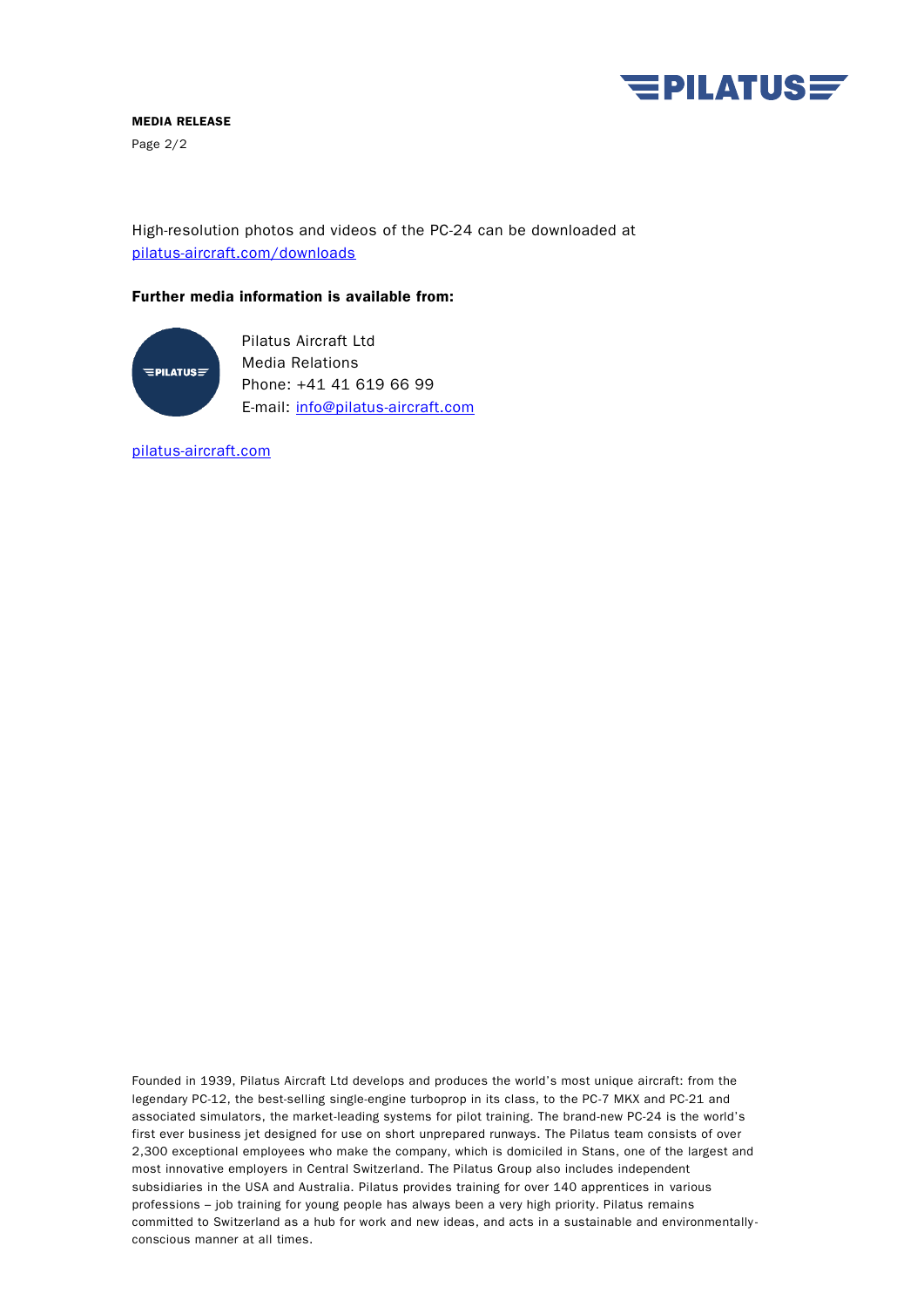High-resolution photos and videos of the PC-24 can be downloaded at
[pilatus-aircraft.com/downloads](pilatus-aircraft.com/downloads)

**Further media information is available from:**

Pilatus Aircraft Ltd
Media Relations
Phone: +41 41 619 66 99
E-mail: [info@pilatus-aircraft.com](mailto:info@pilatus-aircraft.com)

[pilatus-aircraft.com](pilatus-aircraft.com)

Founded in 1939, Pilatus Aircraft Ltd develops and produces the world's most unique aircraft: from the legendary PC-12, the best-selling single-engine turboprop in its class, to the PC-7 MKX and PC-21 and associated simulators, the market-leading systems for pilot training. The brand-new PC-24 is the world's first ever business jet designed for use on short unprepared runways. The Pilatus team consists of over 2,300 exceptional employees who make the company, which is domiciled in Stans, one of the largest and most innovative employers in Central Switzerland. The Pilatus Group also includes independent subsidiaries in the USA and Australia. Pilatus provides training for over 140 apprentices in various professions – job training for young people has always been a very high priority. Pilatus remains committed to Switzerland as a hub for work and new ideas, and acts in a sustainable and environmentally-conscious manner at all times.